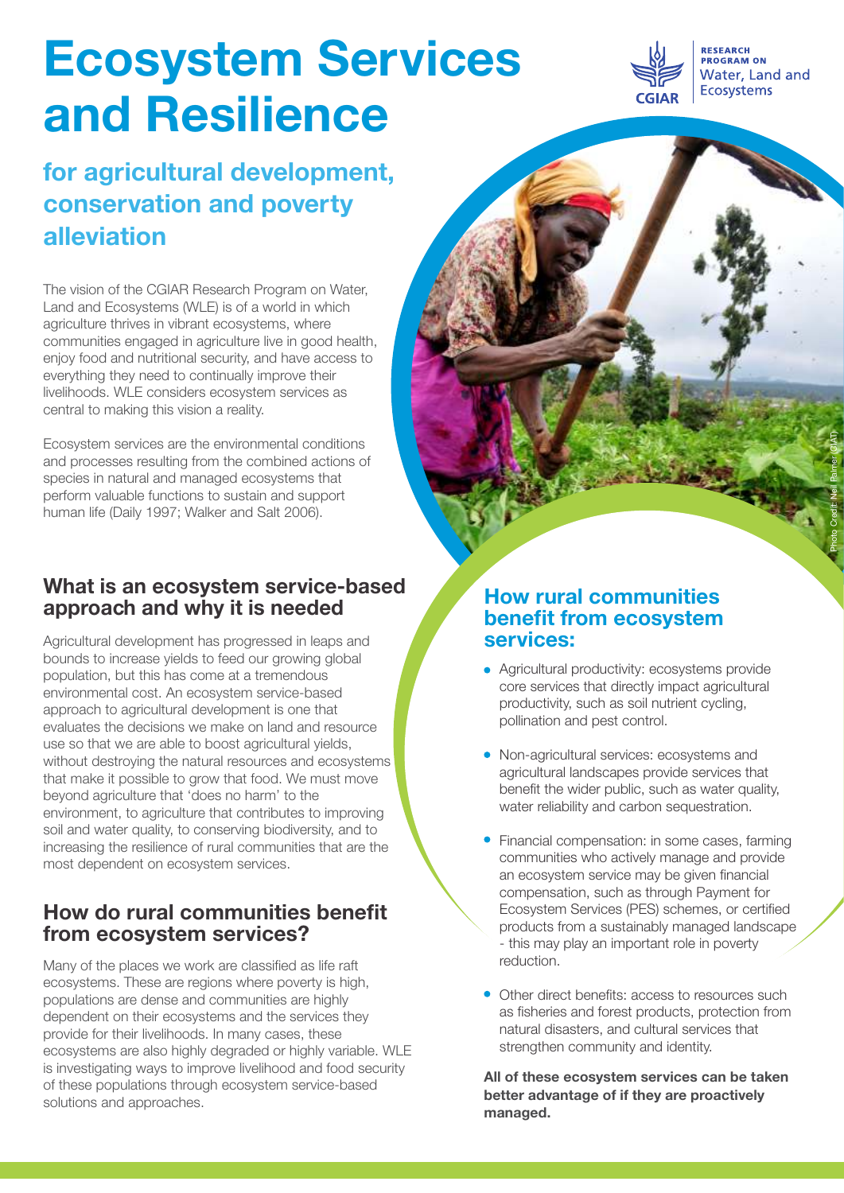# Ecosystem Services and Resilience

## for agricultural development, conservation and poverty alleviation

RESEARCH PROGRAM ON Water, Land and Ecosystems

The vision of the CGIAR Research Program on Water, Land and Ecosystems (WLE) is of a world in which agriculture thrives in vibrant ecosystems, where communities engaged in agriculture live in good health, enjoy food and nutritional security, and have access to everything they need to continually improve their livelihoods. WLE considers ecosystem services as central to making this vision a reality.

Ecosystem services are the environmental conditions and processes resulting from the combined actions of species in natural and managed ecosystems that perform valuable functions to sustain and support human life (Daily 1997; Walker and Salt 2006).

Photo Credit: Neil Palmer (CIAT)

### What is an ecosystem service-based approach and why it is needed

Agricultural development has progressed in leaps and bounds to increase yields to feed our growing global population, but this has come at a tremendous environmental cost. An ecosystem service-based approach to agricultural development is one that evaluates the decisions we make on land and resource use so that we are able to boost agricultural yields, without destroying the natural resources and ecosystems that make it possible to grow that food. We must move beyond agriculture that 'does no harm' to the environment, to agriculture that contributes to improving soil and water quality, to conserving biodiversity, and to increasing the resilience of rural communities that are the most dependent on ecosystem services.

### How do rural communities benefit from ecosystem services?

Many of the places we work are classified as life raft ecosystems. These are regions where poverty is high, populations are dense and communities are highly dependent on their ecosystems and the services they provide for their livelihoods. In many cases, these ecosystems are also highly degraded or highly variable. WLE is investigating ways to improve livelihood and food security of these populations through ecosystem service-based solutions and approaches.

### How rural communities benefit from ecosystem services:

- Agricultural productivity: ecosystems provide core services that directly impact agricultural productivity, such as soil nutrient cycling, pollination and pest control.
- Non-agricultural services: ecosystems and agricultural landscapes provide services that benefit the wider public, such as water quality, water reliability and carbon sequestration.
- Financial compensation: in some cases, farming communities who actively manage and provide an ecosystem service may be given financial compensation, such as through Payment for Ecosystem Services (PES) schemes, or certified products from a sustainably managed landscape - this may play an important role in poverty reduction.
- Other direct benefits: access to resources such as fisheries and forest products, protection from natural disasters, and cultural services that strengthen community and identity.

**All of these ecosystem services can be taken better advantage of if they are proactively managed.**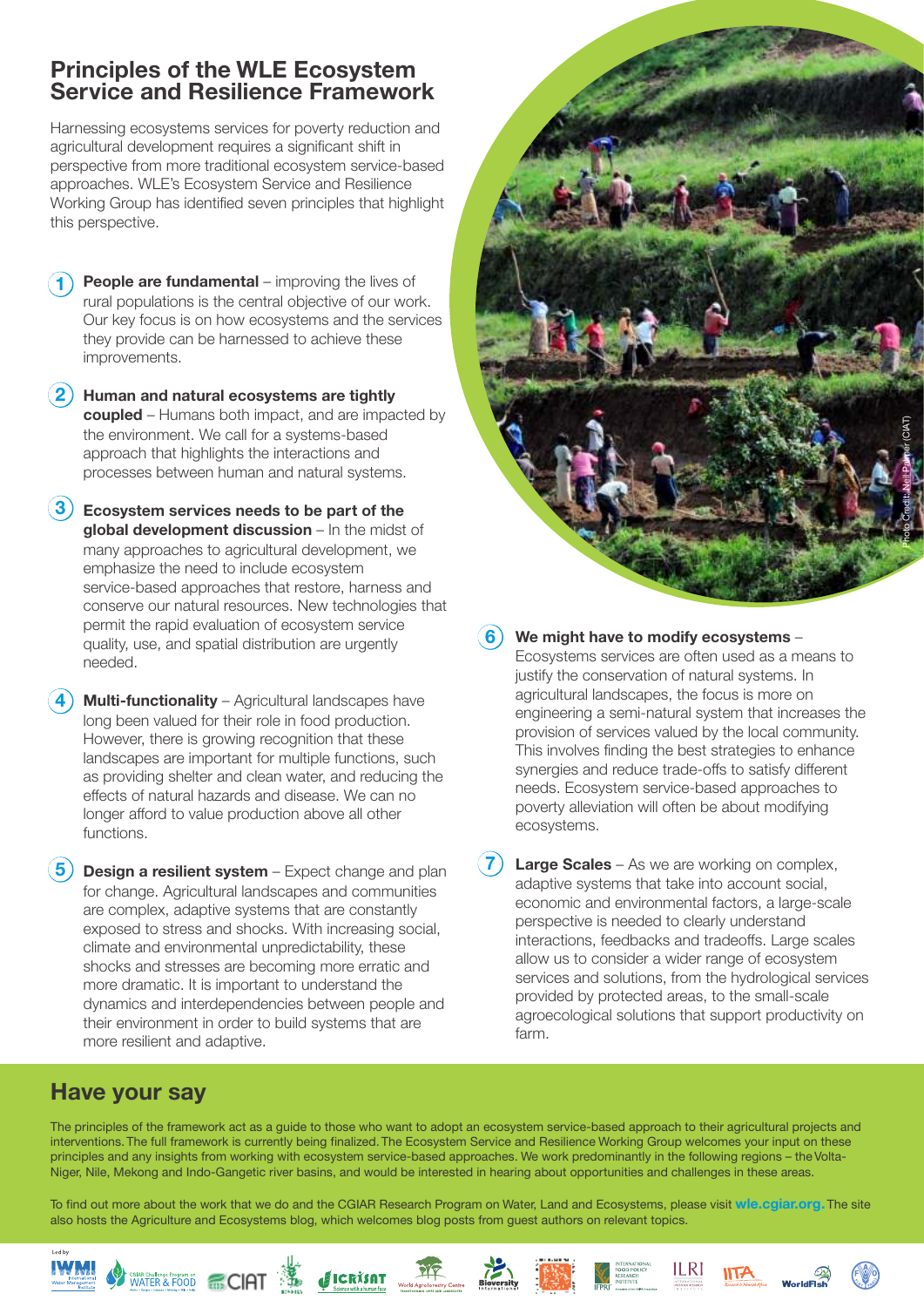# Principles of the WLE Ecosystem Service and Resilience Framework

Harnessing ecosystems services for poverty reduction and agricultural development requires a significant shift in perspective from more traditional ecosystem service-based approaches. WLE's Ecosystem Service and Resilience Working Group has identified seven principles that highlight this perspective.

1. **People are fundamental** – improving the lives of rural populations is the central objective of our work. Our key focus is on how ecosystems and the services they provide can be harnessed to achieve these improvements.

2. **Human and natural ecosystems are tightly coupled** – Humans both impact, and are impacted by the environment. We call for a systems-based approach that highlights the interactions and processes between human and natural systems.

3. **Ecosystem services needs to be part of the global development discussion** – In the midst of many approaches to agricultural development, we emphasize the need to include ecosystem service-based approaches that restore, harness and conserve our natural resources. New technologies that permit the rapid evaluation of ecosystem service quality, use, and spatial distribution are urgently needed.

4. **Multi-functionality** – Agricultural landscapes have long been valued for their role in food production. However, there is growing recognition that these landscapes are important for multiple functions, such as providing shelter and clean water, and reducing the effects of natural hazards and disease. We can no longer afford to value production above all other functions.

5. **Design a resilient system** – Expect change and plan for change. Agricultural landscapes and communities are complex, adaptive systems that are constantly exposed to stress and shocks. With increasing social, climate and environmental unpredictability, these shocks and stresses are becoming more erratic and more dramatic. It is important to understand the dynamics and interdependencies between people and their environment in order to build systems that are more resilient and adaptive.

Photo Credit: Neil Palmer (CIAT)

6. **We might have to modify ecosystems** – Ecosystems services are often used as a means to justify the conservation of natural systems. In agricultural landscapes, the focus is more on engineering a semi-natural system that increases the provision of services valued by the local community. This involves finding the best strategies to enhance synergies and reduce trade-offs to satisfy different needs. Ecosystem service-based approaches to poverty alleviation will often be about modifying ecosystems.

7. **Large Scales** – As we are working on complex, adaptive systems that take into account social, economic and environmental factors, a large-scale perspective is needed to clearly understand interactions, feedbacks and tradeoffs. Large scales allow us to consider a wider range of ecosystem services and solutions, from the hydrological services provided by protected areas, to the small-scale agroecological solutions that support productivity on farm.

## Have your say

The principles of the framework act as a guide to those who want to adopt an ecosystem service-based approach to their agricultural projects and interventions. The full framework is currently being finalized. The Ecosystem Service and Resilience Working Group welcomes your input on these principles and any insights from working with ecosystem service-based approaches. We work predominantly in the following regions – the Volta-Niger, Nile, Mekong and Indo-Gangetic river basins, and would be interested in hearing about opportunities and challenges in these areas.

To find out more about the work that we do and the CGIAR Research Program on Water, Land and Ecosystems, please visit **wle.cgiar.org.** The site also hosts the Agriculture and Ecosystems blog, which welcomes blog posts from guest authors on relevant topics.

Led by IWMI International Water Management Institute · CGIAR Challenge Program on Water & Food · CIAT · ICRISAT · World Agroforestry Centre · Bioversity International · IFPRI International Food Policy Research Institute · ILRI · IITA · WorldFish · FAO